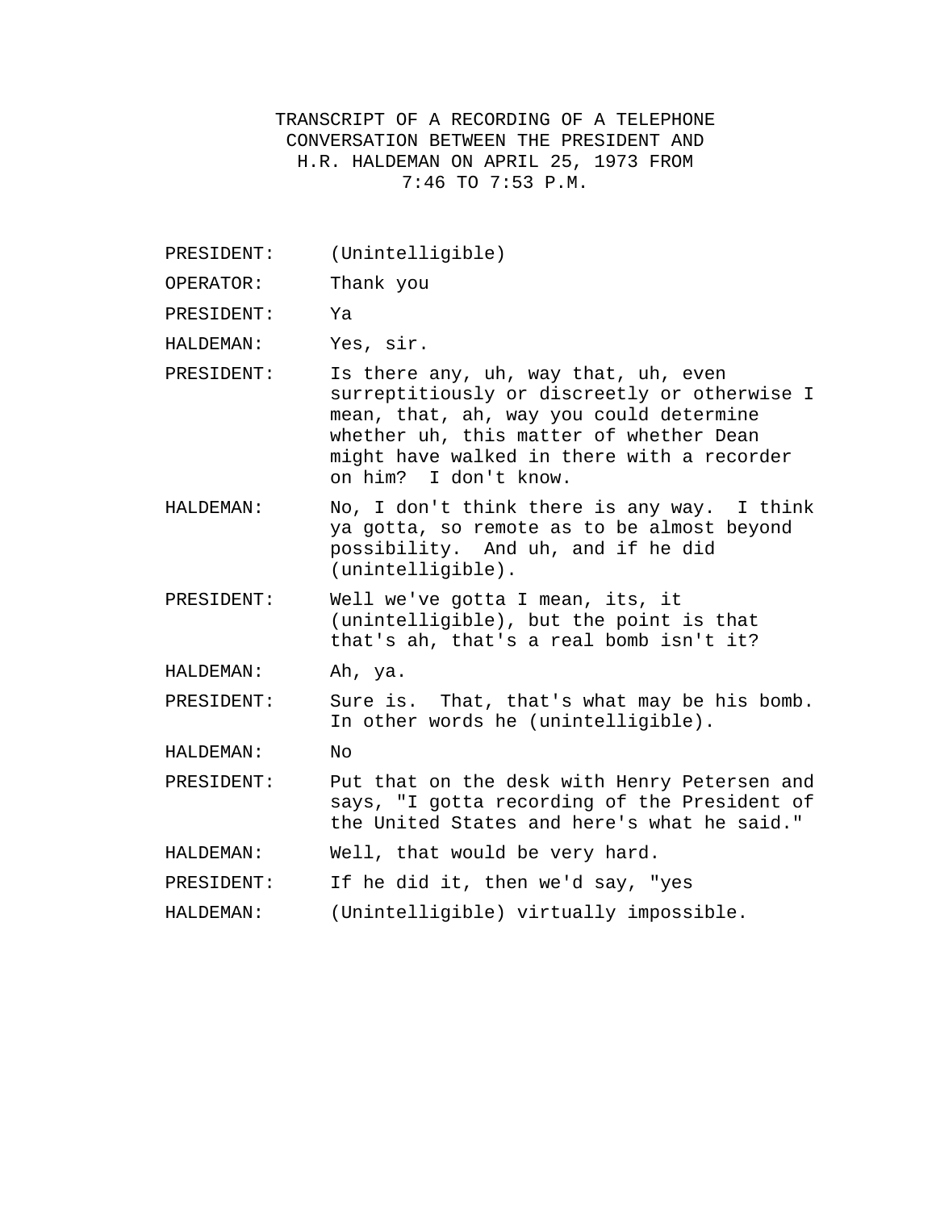# TRANSCRIPT OF A RECORDING OF A TELEPHONE CONVERSATION BETWEEN THE PRESIDENT AND H.R. HALDEMAN ON APRIL 25, 1973 FROM 7:46 TO 7:53 P.M.

PRESIDENT: (Unintelligible)

OPERATOR: Thank you

PRESIDENT: Ya

HALDEMAN: Yes, sir.

PRESIDENT: Is there any, uh, way that, uh, even surreptitiously or discreetly or otherwise I mean, that, ah, way you could determine whether uh, this matter of whether Dean might have walked in there with a recorder on him? I don't know.

HALDEMAN: No, I don't think there is any way. I think ya gotta, so remote as to be almost beyond possibility. And uh, and if he did (unintelligible).

PRESIDENT: Well we've gotta I mean, its, it (unintelligible), but the point is that that's ah, that's a real bomb isn't it?

HALDEMAN: Ah, ya.

PRESIDENT: Sure is. That, that's what may be his bomb. In other words he (unintelligible).

HALDEMAN: No

PRESIDENT: Put that on the desk with Henry Petersen and says, "I gotta recording of the President of the United States and here's what he said."

HALDEMAN: Well, that would be very hard.

PRESIDENT: If he did it, then we'd say, "yes

HALDEMAN: (Unintelligible) virtually impossible.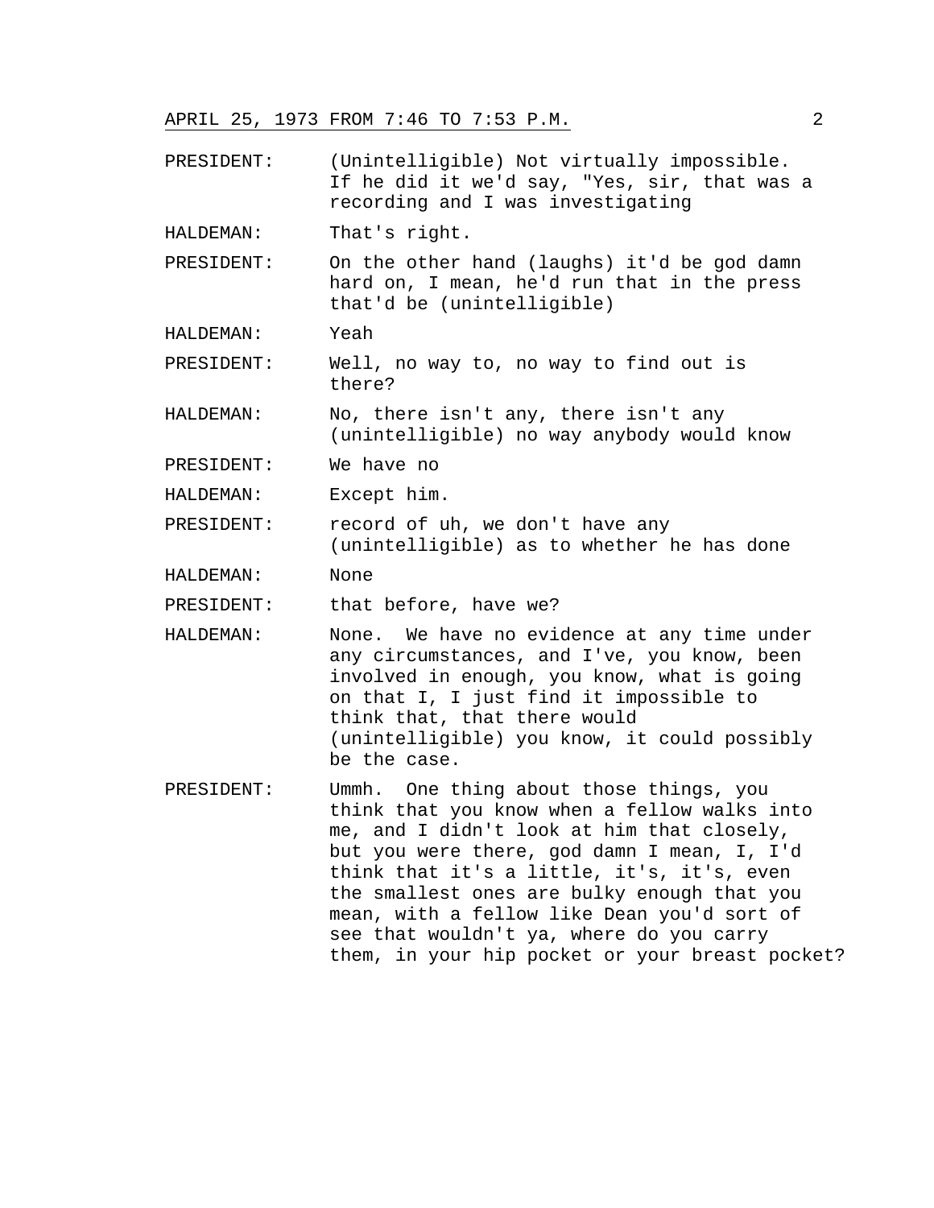PRESIDENT: (Unintelligible) Not virtually impossible. If he did it we'd say, "Yes, sir, that was a recording and I was investigating

HALDEMAN: That's right.

PRESIDENT: On the other hand (laughs) it'd be god damn hard on, I mean, he'd run that in the press that'd be (unintelligible)

HALDEMAN: Yeah

PRESIDENT: Well, no way to, no way to find out is there?

HALDEMAN: No, there isn't any, there isn't any (unintelligible) no way anybody would know

PRESIDENT: We have no

HALDEMAN: Except him.

PRESIDENT: record of uh, we don't have any (unintelligible) as to whether he has done

HALDEMAN: None

PRESIDENT: that before, have we?

HALDEMAN: None. We have no evidence at any time under any circumstances, and I've, you know, been involved in enough, you know, what is going on that I, I just find it impossible to think that, that there would (unintelligible) you know, it could possibly be the case.

PRESIDENT: Ummh. One thing about those things, you think that you know when a fellow walks into me, and I didn't look at him that closely, but you were there, god damn I mean, I, I'd think that it's a little, it's, it's, even the smallest ones are bulky enough that you mean, with a fellow like Dean you'd sort of see that wouldn't ya, where do you carry them, in your hip pocket or your breast pocket?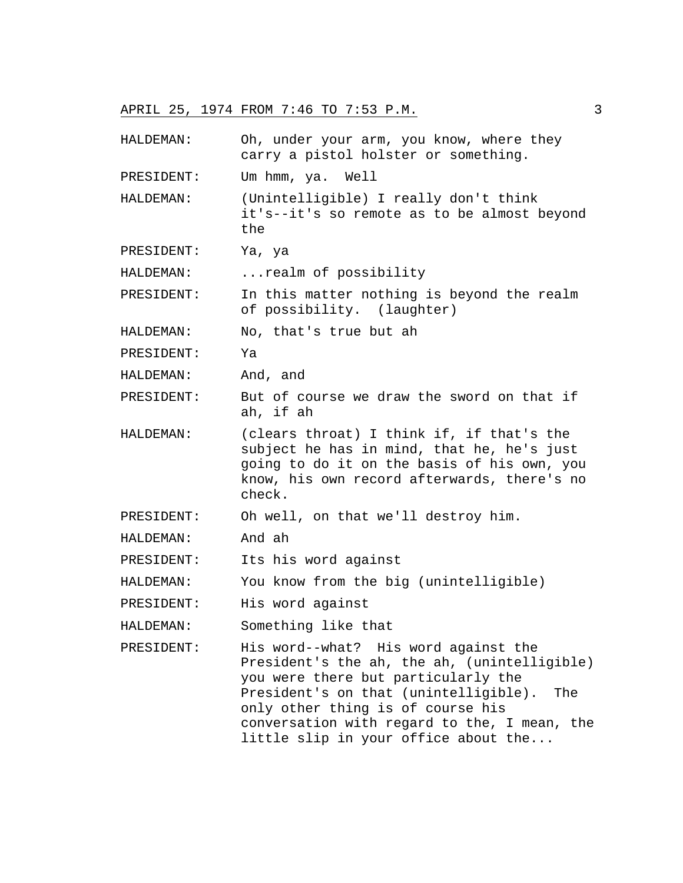APRIL 25, 1974 FROM 7:46 TO 7:53 P.M.

HALDEMAN: Oh, under your arm, you know, where they carry a pistol holster or something.

PRESIDENT: Um hmm, ya. Well

HALDEMAN: (Unintelligible) I really don't think it's--it's so remote as to be almost beyond the

PRESIDENT: Ya, ya

HALDEMAN: ...realm of possibility

PRESIDENT: In this matter nothing is beyond the realm of possibility. (laughter)

HALDEMAN: No, that's true but ah

PRESIDENT: Ya

HALDEMAN: And, and

PRESIDENT: But of course we draw the sword on that if ah, if ah

HALDEMAN: (clears throat) I think if, if that's the subject he has in mind, that he, he's just going to do it on the basis of his own, you know, his own record afterwards, there's no check.

PRESIDENT: Oh well, on that we'll destroy him.

HALDEMAN: And ah

PRESIDENT: Its his word against

HALDEMAN: You know from the big (unintelligible)

PRESIDENT: His word against

HALDEMAN: Something like that

PRESIDENT: His word--what? His word against the President's the ah, the ah, (unintelligible) you were there but particularly the President's on that (unintelligible). The only other thing is of course his conversation with regard to the, I mean, the little slip in your office about the...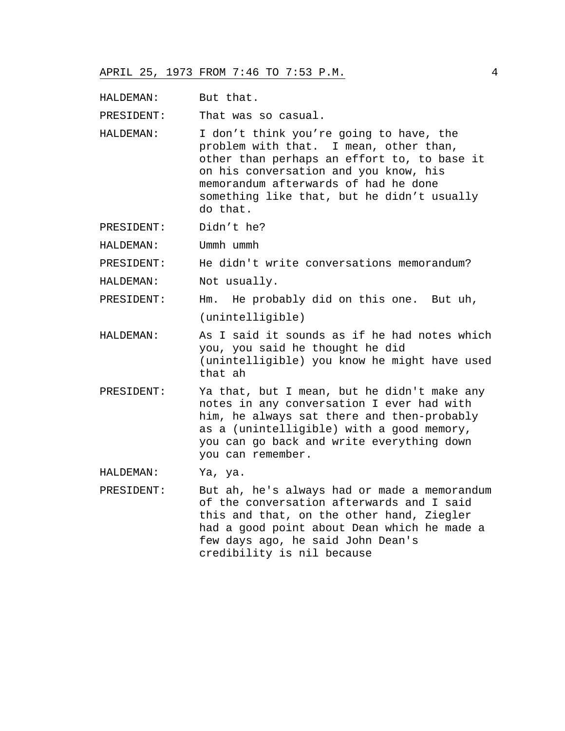HALDEMAN: But that.

PRESIDENT: That was so casual.

HALDEMAN: I don't think you're going to have, the problem with that. I mean, other than, other than perhaps an effort to, to base it on his conversation and you know, his memorandum afterwards of had he done something like that, but he didn't usually do that.

PRESIDENT: Didn't he?

HALDEMAN: Ummh ummh

PRESIDENT: He didn't write conversations memorandum?

HALDEMAN: Not usually.

PRESIDENT: Hm. He probably did on this one. But uh, (unintelligible)

HALDEMAN: As I said it sounds as if he had notes which you, you said he thought he did (unintelligible) you know he might have used that ah

PRESIDENT: Ya that, but I mean, but he didn't make any notes in any conversation I ever had with him, he always sat there and then-probably as a (unintelligible) with a good memory, you can go back and write everything down you can remember.

HALDEMAN: Ya, ya.

PRESIDENT: But ah, he's always had or made a memorandum of the conversation afterwards and I said this and that, on the other hand, Ziegler had a good point about Dean which he made a few days ago, he said John Dean's credibility is nil because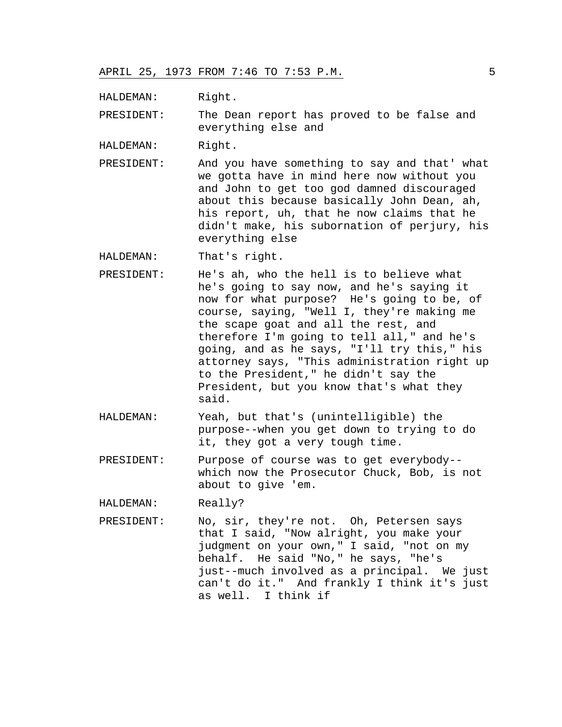APRIL 25, 1973 FROM 7:46 TO 7:53 P.M.

HALDEMAN: Right.

PRESIDENT: The Dean report has proved to be false and everything else and

HALDEMAN: Right.

PRESIDENT: And you have something to say and that' what we gotta have in mind here now without you and John to get too god damned discouraged about this because basically John Dean, ah, his report, uh, that he now claims that he didn't make, his subornation of perjury, his everything else

HALDEMAN: That's right.

PRESIDENT: He's ah, who the hell is to believe what he's going to say now, and he's saying it now for what purpose? He's going to be, of course, saying, "Well I, they're making me the scape goat and all the rest, and therefore I'm going to tell all," and he's going, and as he says, "I'll try this," his attorney says, "This administration right up to the President," he didn't say the President, but you know that's what they said.

HALDEMAN: Yeah, but that's (unintelligible) the purpose--when you get down to trying to do it, they got a very tough time.

PRESIDENT: Purpose of course was to get everybody--which now the Prosecutor Chuck, Bob, is not about to give 'em.

HALDEMAN: Really?

PRESIDENT: No, sir, they're not. Oh, Petersen says that I said, "Now alright," you make your judgment on your own," I said, "not on my behalf. He said "No," he says, "he's just--much involved as a principal. We just can't do it." And frankly I think it's just as well. I think if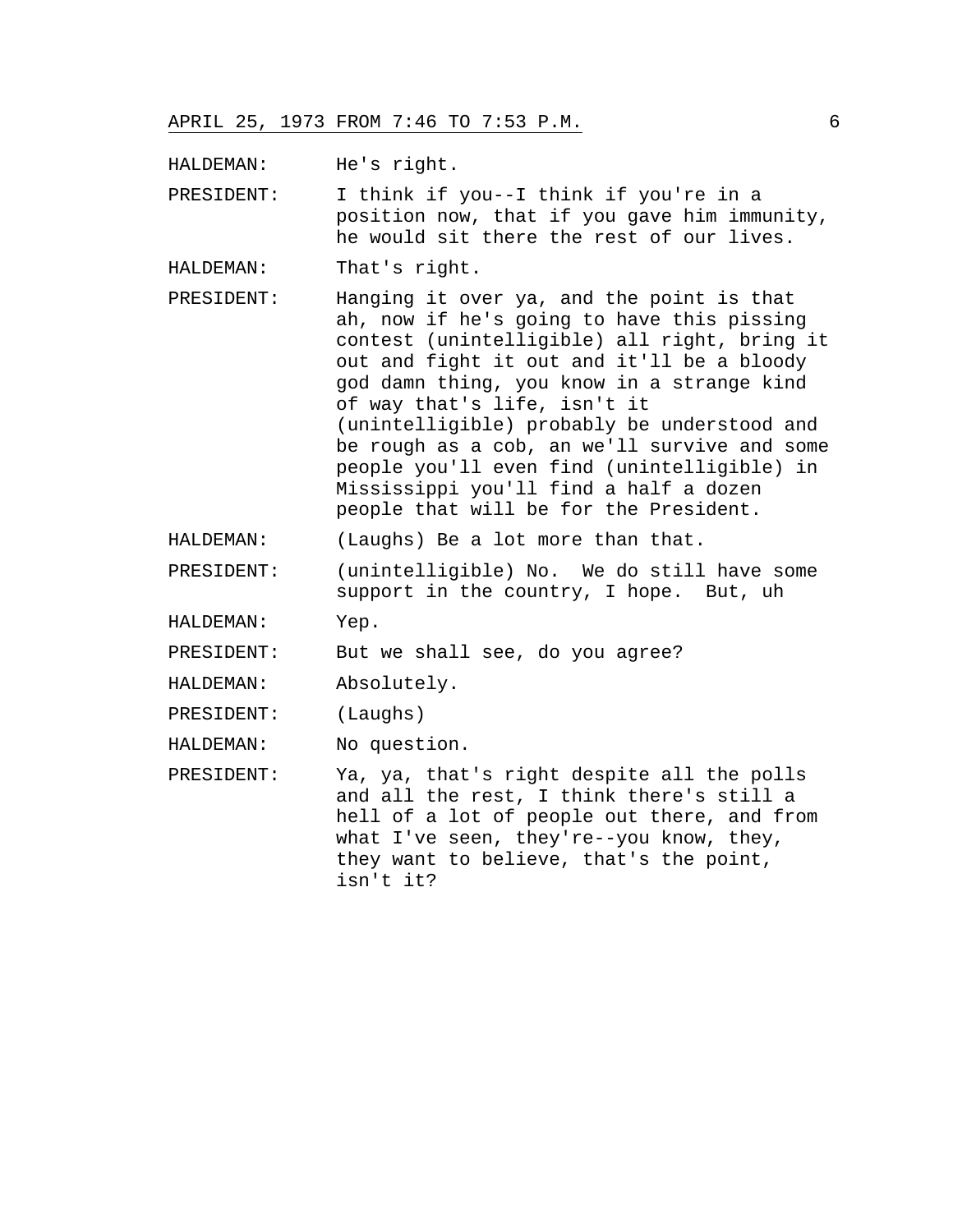APRIL 25, 1973 FROM 7:46 TO 7:53 P.M.

HALDEMAN: He's right.

PRESIDENT: I think if you--I think if you're in a position now, that if you gave him immunity, he would sit there the rest of our lives.

HALDEMAN: That's right.

PRESIDENT: Hanging it over ya, and the point is that ah, now if he's going to have this pissing contest (unintelligible) all right, bring it out and fight it out and it'll be a bloody god damn thing, you know in a strange kind of way that's life, isn't it (unintelligible) probably be understood and be rough as a cob, an we'll survive and some people you'll even find (unintelligible) in Mississippi you'll find a half a dozen people that will be for the President.

HALDEMAN: (Laughs) Be a lot more than that.

PRESIDENT: (unintelligible) No. We do still have some support in the country, I hope. But, uh

HALDEMAN: Yep.

PRESIDENT: But we shall see, do you agree?

HALDEMAN: Absolutely.

PRESIDENT: (Laughs)

HALDEMAN: No question.

PRESIDENT: Ya, ya, that's right despite all the polls and all the rest, I think there's still a hell of a lot of people out there, and from what I've seen, they're--you know, they, they want to believe, that's the point, isn't it?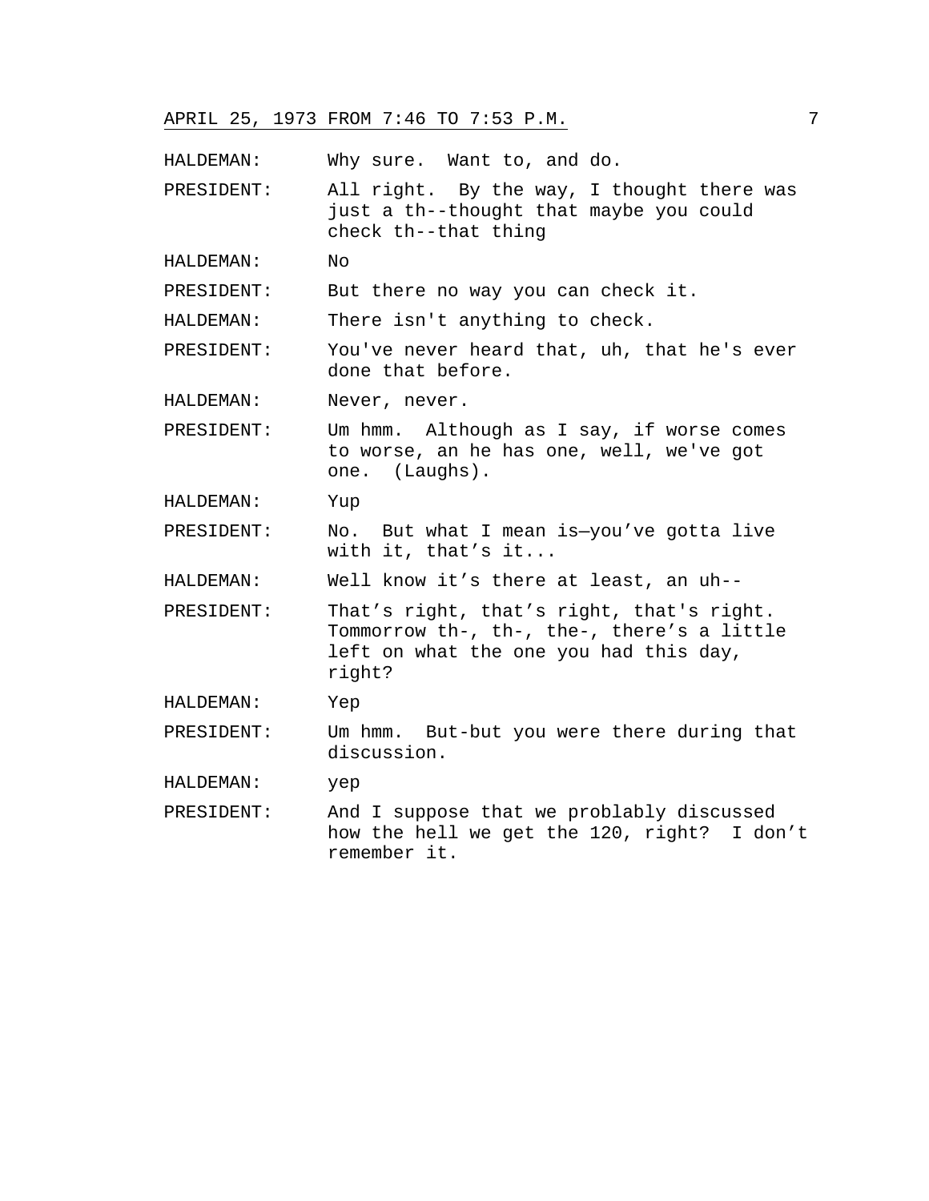APRIL 25, 1973 FROM 7:46 TO 7:53 P.M.

| | |
|---|---|
| HALDEMAN: | Why sure. Want to, and do. |
| PRESIDENT: | All right. By the way, I thought there was just a th--thought that maybe you could check th--that thing |
| HALDEMAN: | No |
| PRESIDENT: | But there no way you can check it. |
| HALDEMAN: | There isn't anything to check. |
| PRESIDENT: | You've never heard that, uh, that he's ever done that before. |
| HALDEMAN: | Never, never. |
| PRESIDENT: | Um hmm. Although as I say, if worse comes to worse, an he has one, well, we've got one. (Laughs). |
| HALDEMAN: | Yup |
| PRESIDENT: | No. But what I mean is—you've gotta live with it, that's it... |
| HALDEMAN: | Well know it's there at least, an uh-- |
| PRESIDENT: | That's right, that's right, that's right. Tommorrow th-, th-, the-, there's a little left on what the one you had this day, right? |
| HALDEMAN: | Yep |
| PRESIDENT: | Um hmm. But-but you were there during that discussion. |
| HALDEMAN: | yep |
| PRESIDENT: | And I suppose that we problably discussed how the hell we get the 120, right? I don't remember it. |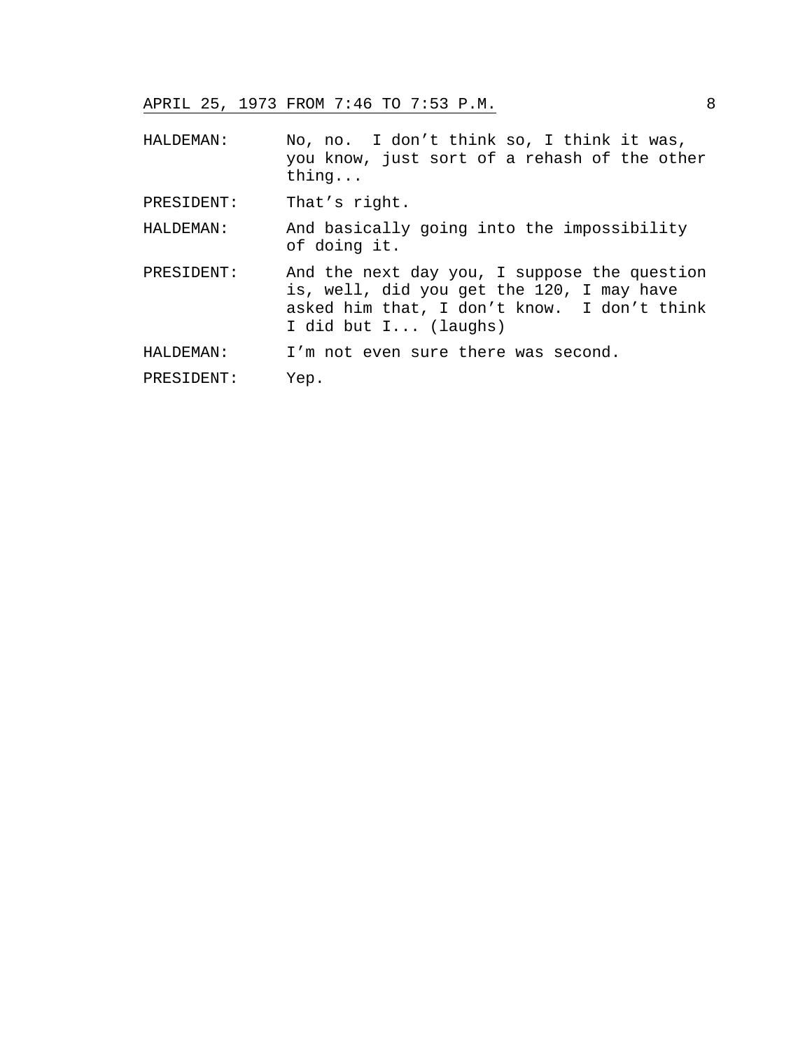HALDEMAN: No, no. I don't think so, I think it was, you know, just sort of a rehash of the other thing...

PRESIDENT: That's right.

HALDEMAN: And basically going into the impossibility of doing it.

PRESIDENT: And the next day you, I suppose the question is, well, did you get the 120, I may have asked him that, I don't know. I don't think I did but I... (laughs)

HALDEMAN: I'm not even sure there was second.

PRESIDENT: Yep.